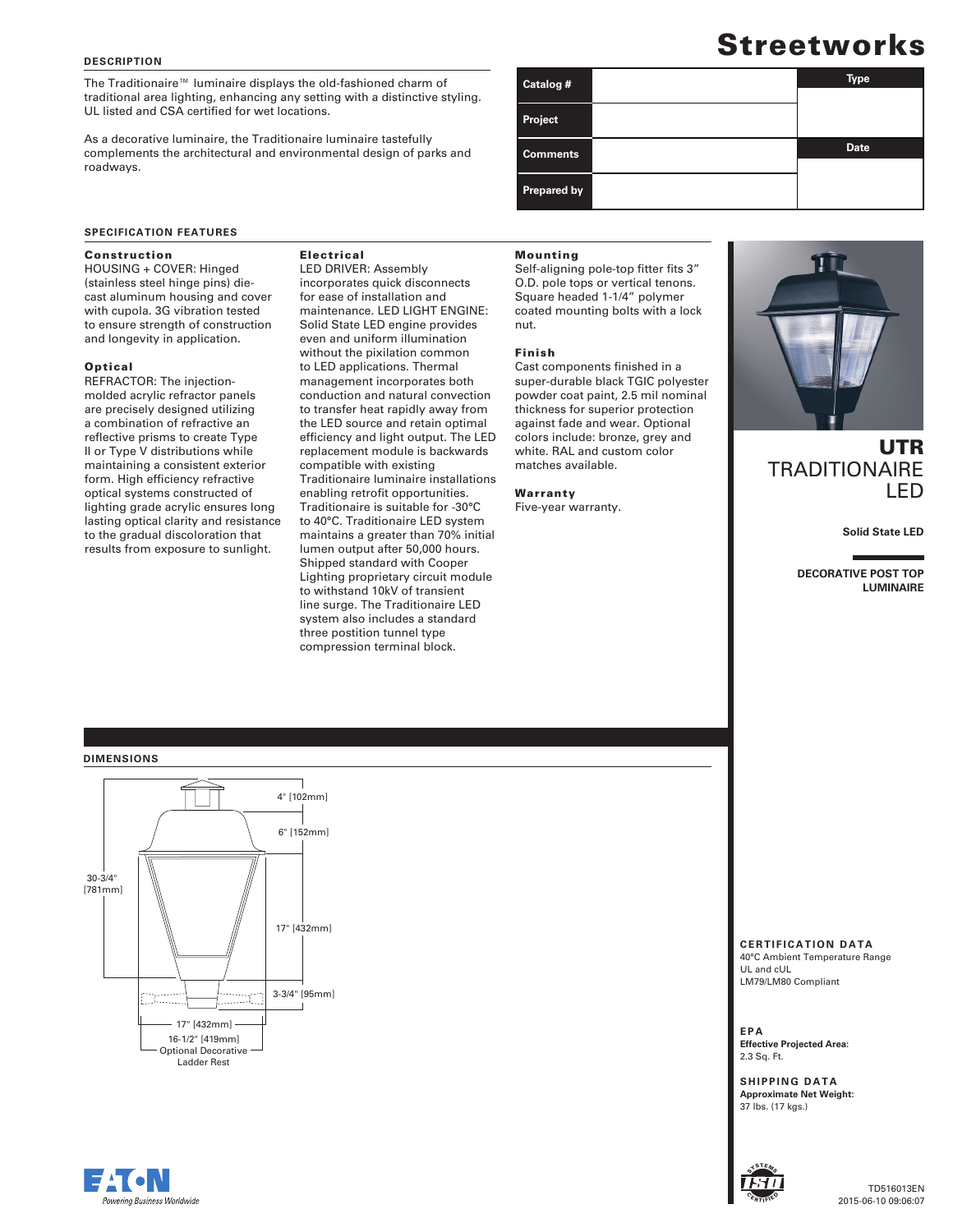# Streetworks

## DESCRIPTION

The Traditionaire™ luminaire displays the old-fashioned charm of traditional area lighting, enhancing any setting with a distinctive styling. UL listed and CSA certified for wet locations.

As a decorative luminaire, the Traditionaire luminaire tastefully complements the architectural and environmental design of parks and roadways.

| Catalog # | | Type |
|---|---|---|
| Project | | |
| Comments | | Date |
| Prepared by | | |

## SPECIFICATION FEATURES

### Construction

HOUSING + COVER: Hinged (stainless steel hinge pins) die-cast aluminum housing and cover with cupola. 3G vibration tested to ensure strength of construction and longevity in application.

### Optical

REFRACTOR: The injection-molded acrylic refractor panels are precisely designed utilizing a combination of refractive an reflective prisms to create Type II or Type V distributions while maintaining a consistent exterior form. High efficiency refractive optical systems constructed of lighting grade acrylic ensures long lasting optical clarity and resistance to the gradual discoloration that results from exposure to sunlight.

### Electrical

LED DRIVER: Assembly incorporates quick disconnects for ease of installation and maintenance. LED LIGHT ENGINE: Solid State LED engine provides even and uniform illumination without the pixilation common to LED applications. Thermal management incorporates both conduction and natural convection to transfer heat rapidly away from the LED source and retain optimal efficiency and light output. The LED replacement module is backwards compatible with existing Traditionaire luminaire installations enabling retrofit opportunities. Traditionaire is suitable for -30°C to 40°C. Traditionaire LED system maintains a greater than 70% initial lumen output after 50,000 hours. Shipped standard with Cooper Lighting proprietary circuit module to withstand 10kV of transient line surge. The Traditionaire LED system also includes a standard three postition tunnel type compression terminal block.

### Mounting

Self-aligning pole-top fitter fits 3" O.D. pole tops or vertical tenons. Square headed 1-1/4" polymer coated mounting bolts with a lock nut.

### Finish

Cast components finished in a super-durable black TGIC polyester powder coat paint, 2.5 mil nominal thickness for superior protection against fade and wear. Optional colors include: bronze, grey and white. RAL and custom color matches available.

### Warranty

Five-year warranty.

# UTR TRADITIONAIRE LED

**Solid State LED**

**DECORATIVE POST TOP LUMINAIRE**

## DIMENSIONS

4" [102mm]
6" [152mm]
30-3/4" [781mm]
17" [432mm]
3-3/4" [95mm]
17" [432mm]
16-1/2" [419mm]
Optional Decorative Ladder Rest

## CERTIFICATION DATA

40°C Ambient Temperature Range
UL and cUL
LM79/LM80 Compliant

## EPA

**Effective Projected Area:**
2.3 Sq. Ft.

## SHIPPING DATA

**Approximate Net Weight:**
37 lbs. (17 kgs.)

TD516013EN
2015-06-10 09:06:07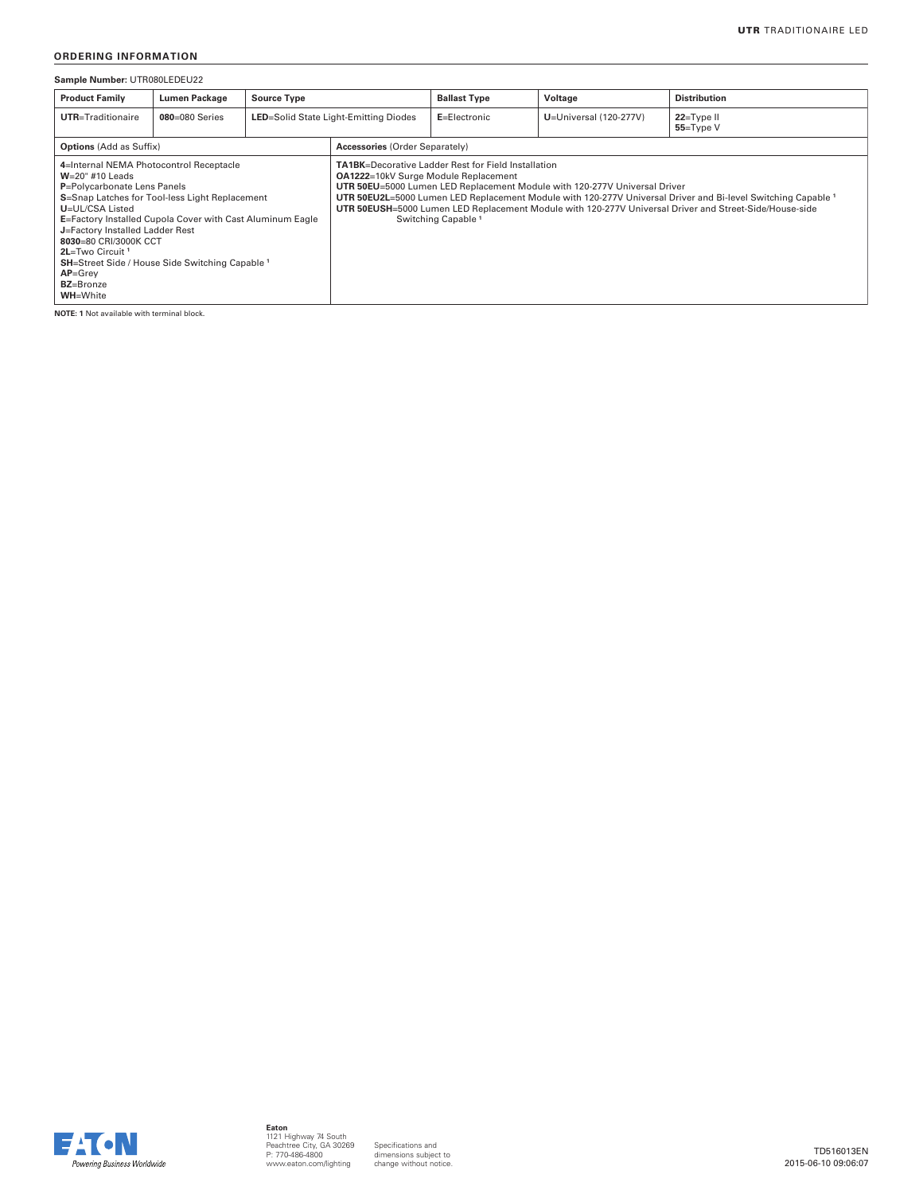## ORDERING INFORMATION

**Sample Number:** UTR080LEDEU22

| Product Family | Lumen Package | Source Type | Ballast Type | Voltage | Distribution |
|---|---|---|---|---|---|
| **UTR**=Traditionaire | **080**=080 Series | **LED**=Solid State Light-Emitting Diodes | **E**=Electronic | **U**=Universal (120-277V) | **22**=Type II<br>**55**=Type V |

| **Options** (Add as Suffix) | **Accessories** (Order Separately) |
|---|---|
| **4**=Internal NEMA Photocontrol Receptacle<br>**W**=20" #10 Leads<br>**P**=Polycarbonate Lens Panels<br>**S**=Snap Latches for Tool-less Light Replacement<br>**U**=UL/CSA Listed<br>**E**=Factory Installed Cupola Cover with Cast Aluminum Eagle<br>**J**=Factory Installed Ladder Rest<br>**8030**=80 CRI/3000K CCT<br>**2L**=Two Circuit [1]<br>**SH**=Street Side / House Side Switching Capable [1]<br>**AP**=Grey<br>**BZ**=Bronze<br>**WH**=White | **TA1BK**=Decorative Ladder Rest for Field Installation<br>**OA1222**=10kV Surge Module Replacement<br>**UTR 50EU**=5000 Lumen LED Replacement Module with 120-277V Universal Driver<br>**UTR 50EU2L**=5000 Lumen LED Replacement Module with 120-277V Universal Driver and Bi-level Switching Capable [1]<br>**UTR 50EUSH**=5000 Lumen LED Replacement Module with 120-277V Universal Driver and Street-Side/House-side Switching Capable [1] |

**NOTE: 1** Not available with terminal block.

Eaton
1121 Highway 74 South
Peachtree City, GA 30269
P: 770-486-4800
www.eaton.com/lighting

Specifications and dimensions subject to change without notice.

TD516013EN
2015-06-10 09:06:07